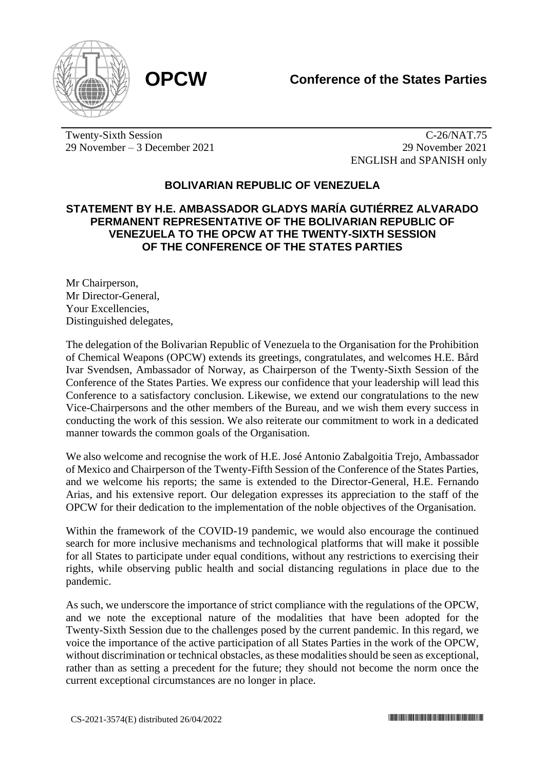**OPCW**

**Conference of the States Parties**

Twenty-Sixth Session
29 November – 3 December 2021

C-26/NAT.75
29 November 2021
ENGLISH and SPANISH only

## BOLIVARIAN REPUBLIC OF VENEZUELA

### STATEMENT BY H.E. AMBASSADOR GLADYS MARÍA GUTIÉRREZ ALVARADO PERMANENT REPRESENTATIVE OF THE BOLIVARIAN REPUBLIC OF VENEZUELA TO THE OPCW AT THE TWENTY-SIXTH SESSION OF THE CONFERENCE OF THE STATES PARTIES

Mr Chairperson,
Mr Director-General,
Your Excellencies,
Distinguished delegates,

The delegation of the Bolivarian Republic of Venezuela to the Organisation for the Prohibition of Chemical Weapons (OPCW) extends its greetings, congratulates, and welcomes H.E. Bård Ivar Svendsen, Ambassador of Norway, as Chairperson of the Twenty-Sixth Session of the Conference of the States Parties. We express our confidence that your leadership will lead this Conference to a satisfactory conclusion. Likewise, we extend our congratulations to the new Vice-Chairpersons and the other members of the Bureau, and we wish them every success in conducting the work of this session. We also reiterate our commitment to work in a dedicated manner towards the common goals of the Organisation.

We also welcome and recognise the work of H.E. José Antonio Zabalgoitia Trejo, Ambassador of Mexico and Chairperson of the Twenty-Fifth Session of the Conference of the States Parties, and we welcome his reports; the same is extended to the Director-General, H.E. Fernando Arias, and his extensive report. Our delegation expresses its appreciation to the staff of the OPCW for their dedication to the implementation of the noble objectives of the Organisation.

Within the framework of the COVID-19 pandemic, we would also encourage the continued search for more inclusive mechanisms and technological platforms that will make it possible for all States to participate under equal conditions, without any restrictions to exercising their rights, while observing public health and social distancing regulations in place due to the pandemic.

As such, we underscore the importance of strict compliance with the regulations of the OPCW, and we note the exceptional nature of the modalities that have been adopted for the Twenty-Sixth Session due to the challenges posed by the current pandemic. In this regard, we voice the importance of the active participation of all States Parties in the work of the OPCW, without discrimination or technical obstacles, as these modalities should be seen as exceptional, rather than as setting a precedent for the future; they should not become the norm once the current exceptional circumstances are no longer in place.

CS-2021-3574(E) distributed 26/04/2022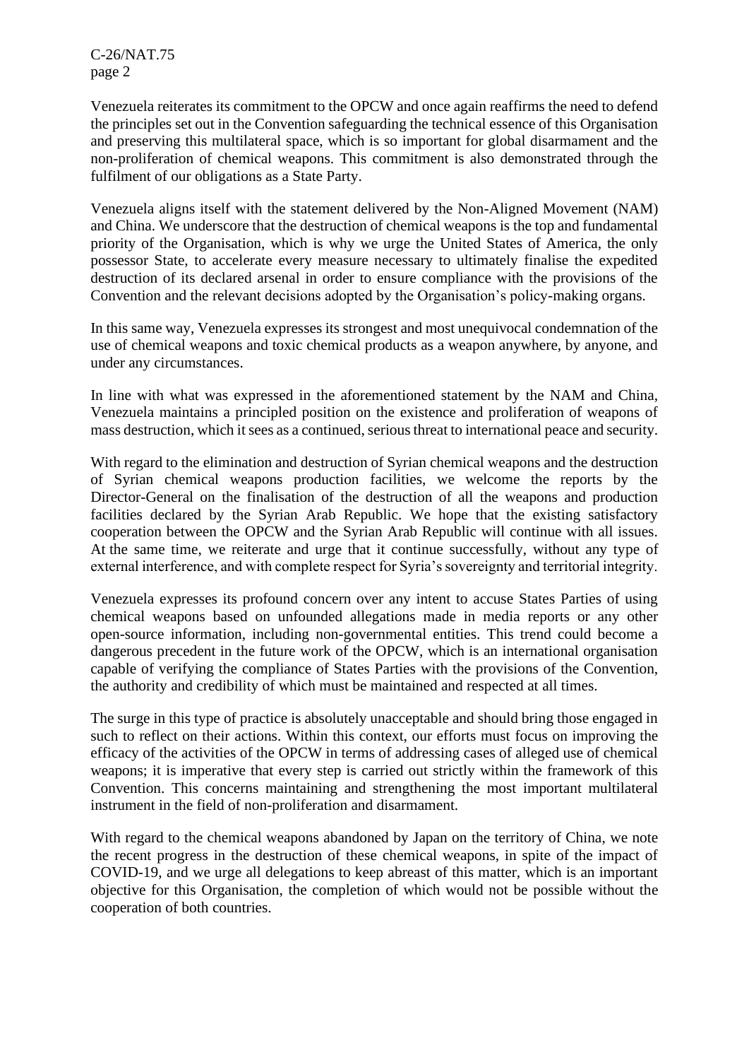Venezuela reiterates its commitment to the OPCW and once again reaffirms the need to defend the principles set out in the Convention safeguarding the technical essence of this Organisation and preserving this multilateral space, which is so important for global disarmament and the non-proliferation of chemical weapons. This commitment is also demonstrated through the fulfilment of our obligations as a State Party.

Venezuela aligns itself with the statement delivered by the Non-Aligned Movement (NAM) and China. We underscore that the destruction of chemical weapons is the top and fundamental priority of the Organisation, which is why we urge the United States of America, the only possessor State, to accelerate every measure necessary to ultimately finalise the expedited destruction of its declared arsenal in order to ensure compliance with the provisions of the Convention and the relevant decisions adopted by the Organisation's policy-making organs.

In this same way, Venezuela expresses its strongest and most unequivocal condemnation of the use of chemical weapons and toxic chemical products as a weapon anywhere, by anyone, and under any circumstances.

In line with what was expressed in the aforementioned statement by the NAM and China, Venezuela maintains a principled position on the existence and proliferation of weapons of mass destruction, which it sees as a continued, serious threat to international peace and security.

With regard to the elimination and destruction of Syrian chemical weapons and the destruction of Syrian chemical weapons production facilities, we welcome the reports by the Director-General on the finalisation of the destruction of all the weapons and production facilities declared by the Syrian Arab Republic. We hope that the existing satisfactory cooperation between the OPCW and the Syrian Arab Republic will continue with all issues. At the same time, we reiterate and urge that it continue successfully, without any type of external interference, and with complete respect for Syria's sovereignty and territorial integrity.

Venezuela expresses its profound concern over any intent to accuse States Parties of using chemical weapons based on unfounded allegations made in media reports or any other open-source information, including non-governmental entities. This trend could become a dangerous precedent in the future work of the OPCW, which is an international organisation capable of verifying the compliance of States Parties with the provisions of the Convention, the authority and credibility of which must be maintained and respected at all times.

The surge in this type of practice is absolutely unacceptable and should bring those engaged in such to reflect on their actions. Within this context, our efforts must focus on improving the efficacy of the activities of the OPCW in terms of addressing cases of alleged use of chemical weapons; it is imperative that every step is carried out strictly within the framework of this Convention. This concerns maintaining and strengthening the most important multilateral instrument in the field of non-proliferation and disarmament.

With regard to the chemical weapons abandoned by Japan on the territory of China, we note the recent progress in the destruction of these chemical weapons, in spite of the impact of COVID-19, and we urge all delegations to keep abreast of this matter, which is an important objective for this Organisation, the completion of which would not be possible without the cooperation of both countries.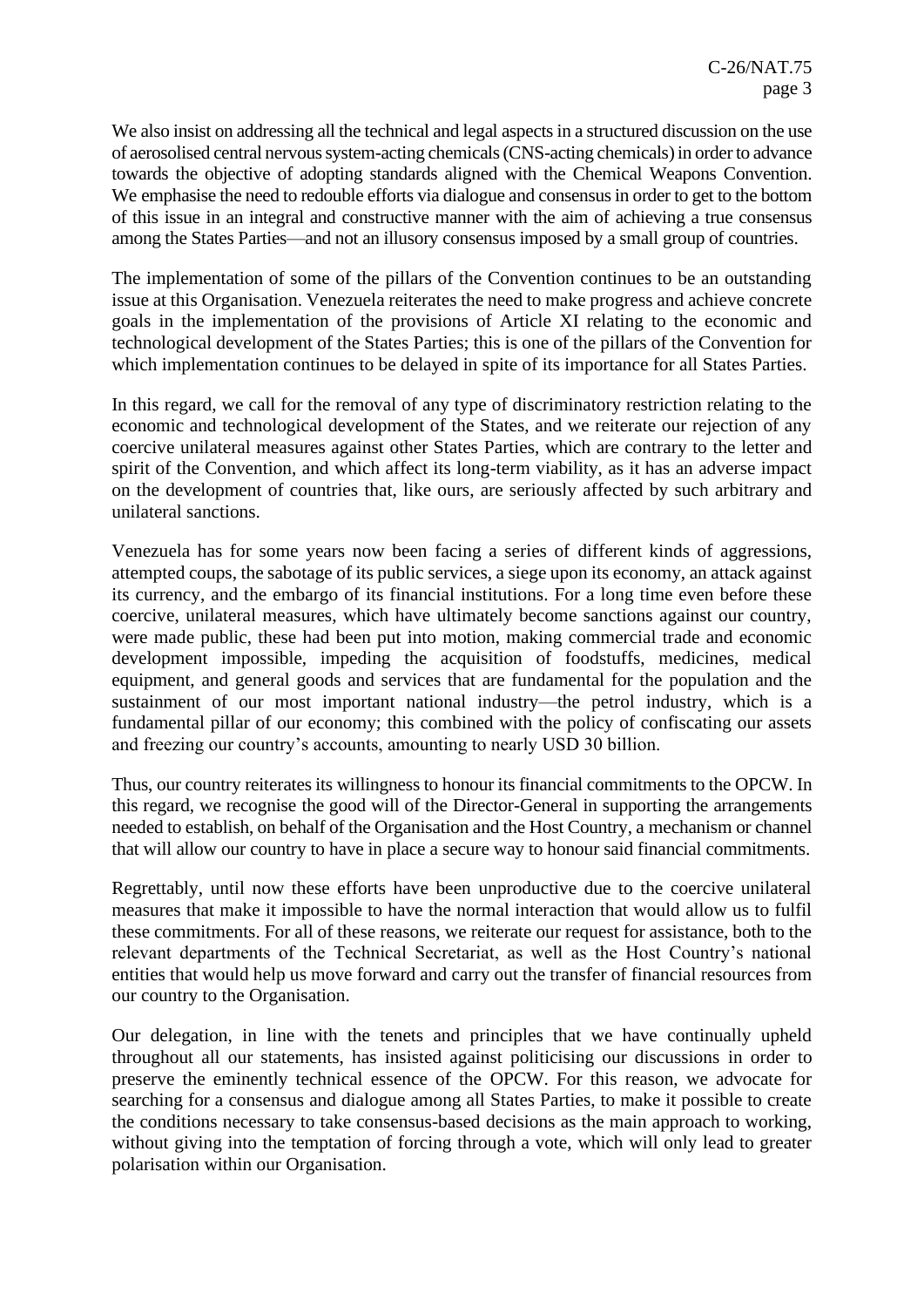We also insist on addressing all the technical and legal aspects in a structured discussion on the use of aerosolised central nervous system-acting chemicals (CNS-acting chemicals) in order to advance towards the objective of adopting standards aligned with the Chemical Weapons Convention. We emphasise the need to redouble efforts via dialogue and consensus in order to get to the bottom of this issue in an integral and constructive manner with the aim of achieving a true consensus among the States Parties—and not an illusory consensus imposed by a small group of countries.

The implementation of some of the pillars of the Convention continues to be an outstanding issue at this Organisation. Venezuela reiterates the need to make progress and achieve concrete goals in the implementation of the provisions of Article XI relating to the economic and technological development of the States Parties; this is one of the pillars of the Convention for which implementation continues to be delayed in spite of its importance for all States Parties.

In this regard, we call for the removal of any type of discriminatory restriction relating to the economic and technological development of the States, and we reiterate our rejection of any coercive unilateral measures against other States Parties, which are contrary to the letter and spirit of the Convention, and which affect its long-term viability, as it has an adverse impact on the development of countries that, like ours, are seriously affected by such arbitrary and unilateral sanctions.

Venezuela has for some years now been facing a series of different kinds of aggressions, attempted coups, the sabotage of its public services, a siege upon its economy, an attack against its currency, and the embargo of its financial institutions. For a long time even before these coercive, unilateral measures, which have ultimately become sanctions against our country, were made public, these had been put into motion, making commercial trade and economic development impossible, impeding the acquisition of foodstuffs, medicines, medical equipment, and general goods and services that are fundamental for the population and the sustainment of our most important national industry—the petrol industry, which is a fundamental pillar of our economy; this combined with the policy of confiscating our assets and freezing our country's accounts, amounting to nearly USD 30 billion.

Thus, our country reiterates its willingness to honour its financial commitments to the OPCW. In this regard, we recognise the good will of the Director-General in supporting the arrangements needed to establish, on behalf of the Organisation and the Host Country, a mechanism or channel that will allow our country to have in place a secure way to honour said financial commitments.

Regrettably, until now these efforts have been unproductive due to the coercive unilateral measures that make it impossible to have the normal interaction that would allow us to fulfil these commitments. For all of these reasons, we reiterate our request for assistance, both to the relevant departments of the Technical Secretariat, as well as the Host Country's national entities that would help us move forward and carry out the transfer of financial resources from our country to the Organisation.

Our delegation, in line with the tenets and principles that we have continually upheld throughout all our statements, has insisted against politicising our discussions in order to preserve the eminently technical essence of the OPCW. For this reason, we advocate for searching for a consensus and dialogue among all States Parties, to make it possible to create the conditions necessary to take consensus-based decisions as the main approach to working, without giving into the temptation of forcing through a vote, which will only lead to greater polarisation within our Organisation.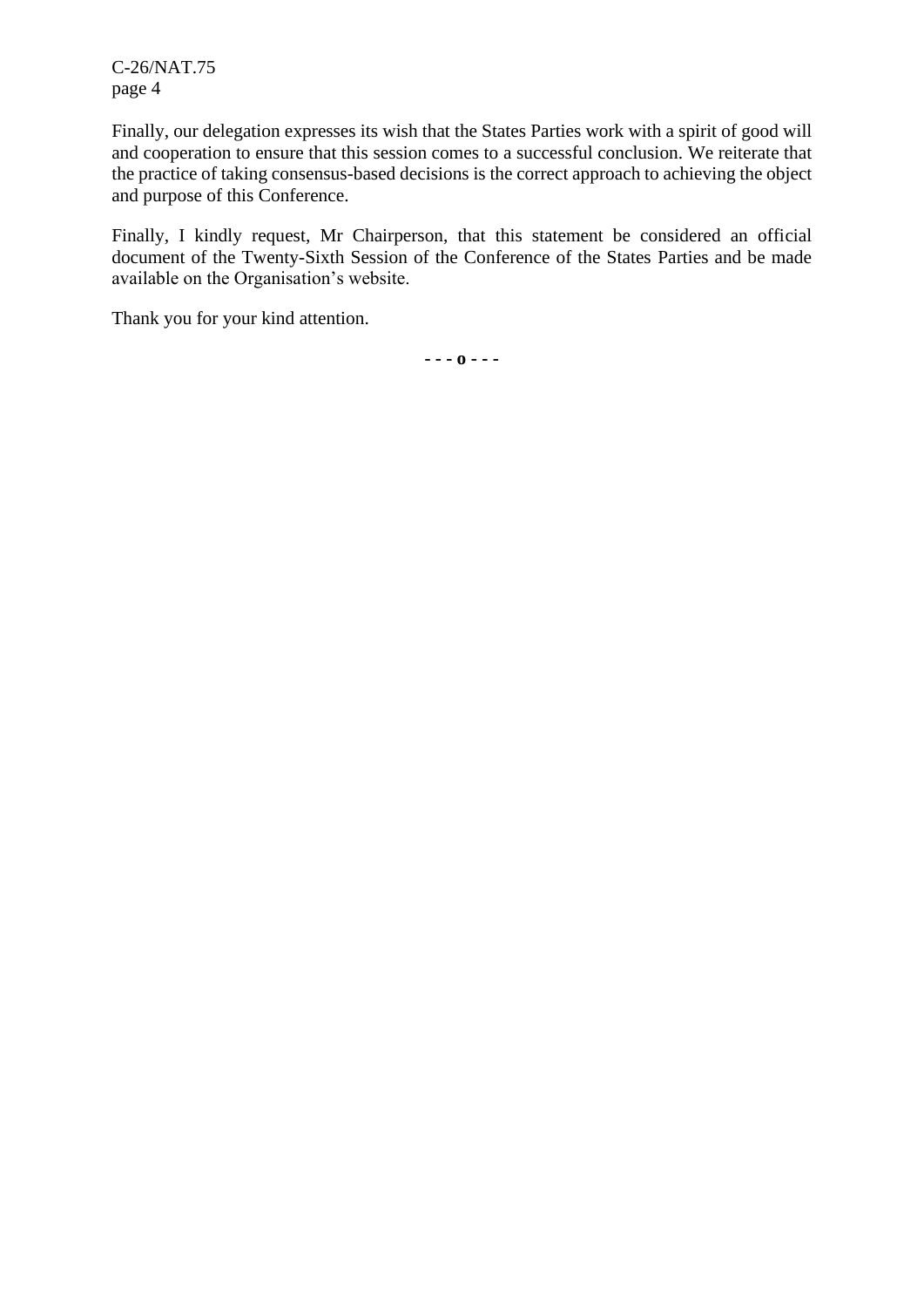Finally, our delegation expresses its wish that the States Parties work with a spirit of good will and cooperation to ensure that this session comes to a successful conclusion. We reiterate that the practice of taking consensus-based decisions is the correct approach to achieving the object and purpose of this Conference.

Finally, I kindly request, Mr Chairperson, that this statement be considered an official document of the Twenty-Sixth Session of the Conference of the States Parties and be made available on the Organisation's website.

Thank you for your kind attention.

- - - o - - -